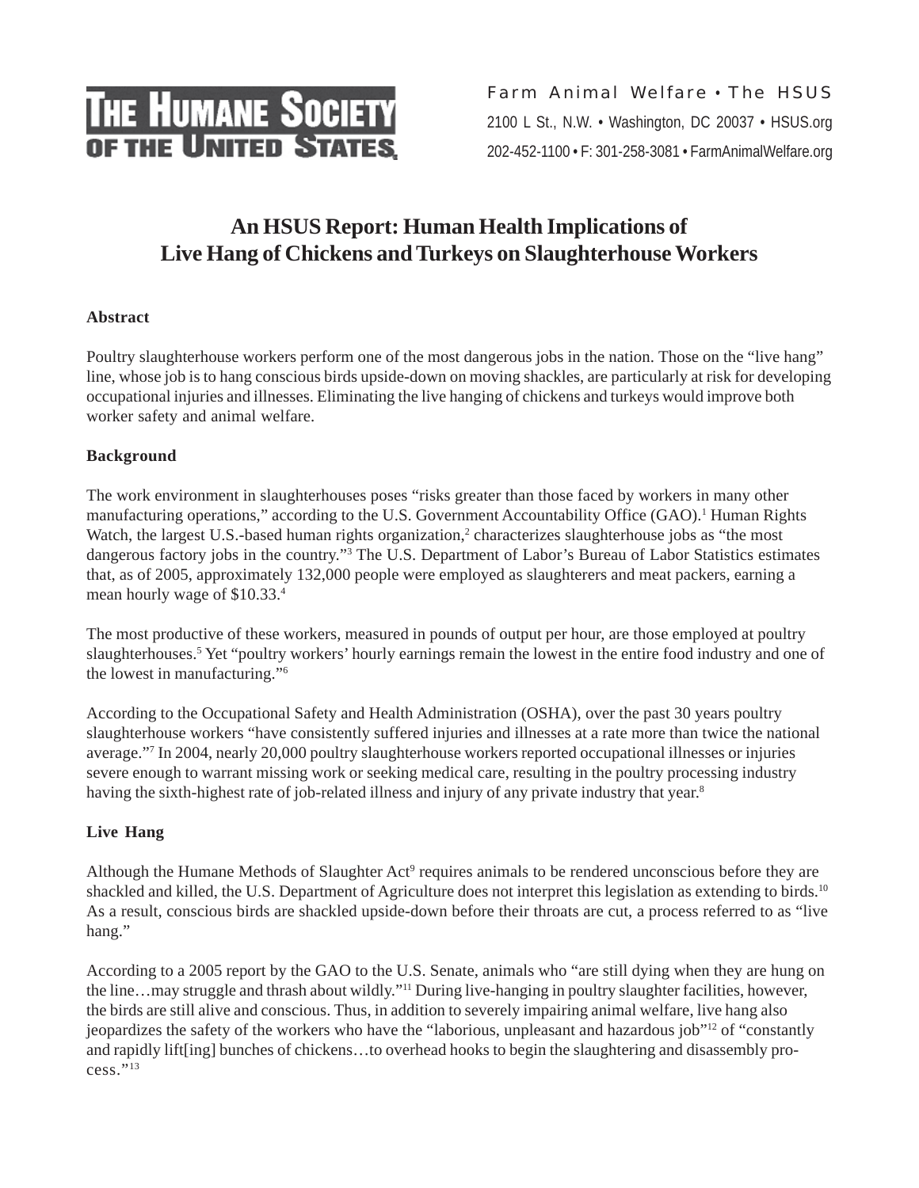**THE HUMANE SOCIETY OF THE UNITED STATES**

Farm Animal Welfare • The HSUS
2100 L St., N.W. • Washington, DC 20037 • HSUS.org
202-452-1100 • F: 301-258-3081 • FarmAnimalWelfare.org

# An HSUS Report: Human Health Implications of Live Hang of Chickens and Turkeys on Slaughterhouse Workers

## Abstract

Poultry slaughterhouse workers perform one of the most dangerous jobs in the nation. Those on the "live hang" line, whose job is to hang conscious birds upside-down on moving shackles, are particularly at risk for developing occupational injuries and illnesses. Eliminating the live hanging of chickens and turkeys would improve both worker safety and animal welfare.

## Background

The work environment in slaughterhouses poses "risks greater than those faced by workers in many other manufacturing operations," according to the U.S. Government Accountability Office (GAO).[1] Human Rights Watch, the largest U.S.-based human rights organization,[2] characterizes slaughterhouse jobs as "the most dangerous factory jobs in the country."[3] The U.S. Department of Labor's Bureau of Labor Statistics estimates that, as of 2005, approximately 132,000 people were employed as slaughterers and meat packers, earning a mean hourly wage of $10.33.[4]

The most productive of these workers, measured in pounds of output per hour, are those employed at poultry slaughterhouses.[5] Yet "poultry workers' hourly earnings remain the lowest in the entire food industry and one of the lowest in manufacturing."[6]

According to the Occupational Safety and Health Administration (OSHA), over the past 30 years poultry slaughterhouse workers "have consistently suffered injuries and illnesses at a rate more than twice the national average."[7] In 2004, nearly 20,000 poultry slaughterhouse workers reported occupational illnesses or injuries severe enough to warrant missing work or seeking medical care, resulting in the poultry processing industry having the sixth-highest rate of job-related illness and injury of any private industry that year.[8]

## Live Hang

Although the Humane Methods of Slaughter Act[9] requires animals to be rendered unconscious before they are shackled and killed, the U.S. Department of Agriculture does not interpret this legislation as extending to birds.[10] As a result, conscious birds are shackled upside-down before their throats are cut, a process referred to as "live hang."

According to a 2005 report by the GAO to the U.S. Senate, animals who "are still dying when they are hung on the line…may struggle and thrash about wildly."[11] During live-hanging in poultry slaughter facilities, however, the birds are still alive and conscious. Thus, in addition to severely impairing animal welfare, live hang also jeopardizes the safety of the workers who have the "laborious, unpleasant and hazardous job"[12] of "constantly and rapidly lift[ing] bunches of chickens…to overhead hooks to begin the slaughtering and disassembly process."[13]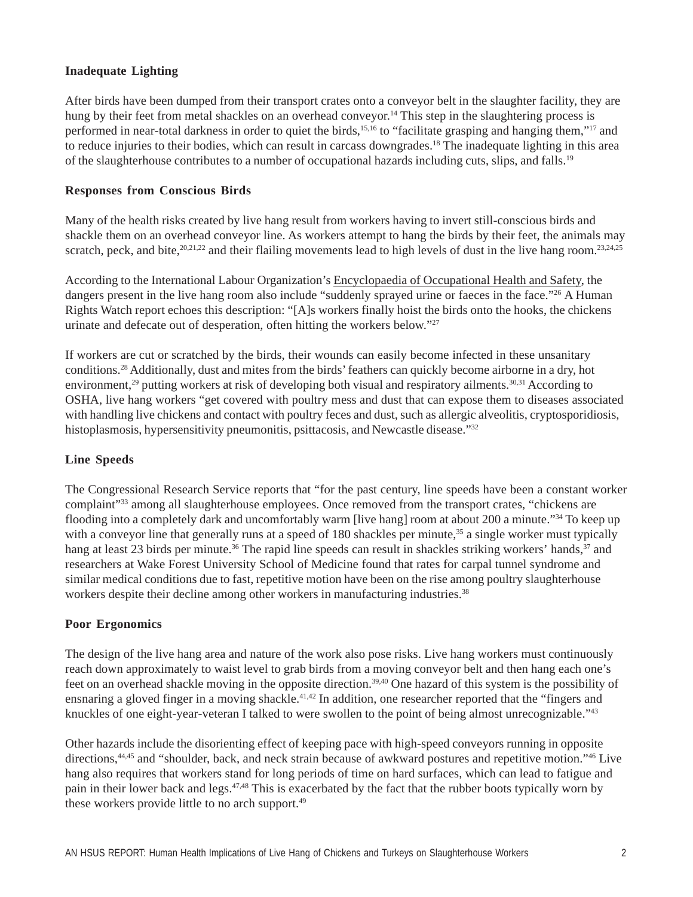### Inadequate Lighting

After birds have been dumped from their transport crates onto a conveyor belt in the slaughter facility, they are hung by their feet from metal shackles on an overhead conveyor.[14] This step in the slaughtering process is performed in near-total darkness in order to quiet the birds,[15,16] to "facilitate grasping and hanging them,"[17] and to reduce injuries to their bodies, which can result in carcass downgrades.[18] The inadequate lighting in this area of the slaughterhouse contributes to a number of occupational hazards including cuts, slips, and falls.[19]

### Responses from Conscious Birds

Many of the health risks created by live hang result from workers having to invert still-conscious birds and shackle them on an overhead conveyor line. As workers attempt to hang the birds by their feet, the animals may scratch, peck, and bite,[20,21,22] and their flailing movements lead to high levels of dust in the live hang room.[23,24,25]

According to the International Labour Organization's Encyclopaedia of Occupational Health and Safety, the dangers present in the live hang room also include "suddenly sprayed urine or faeces in the face."[26] A Human Rights Watch report echoes this description: "[A]s workers finally hoist the birds onto the hooks, the chickens urinate and defecate out of desperation, often hitting the workers below."[27]

If workers are cut or scratched by the birds, their wounds can easily become infected in these unsanitary conditions.[28] Additionally, dust and mites from the birds' feathers can quickly become airborne in a dry, hot environment,[29] putting workers at risk of developing both visual and respiratory ailments.[30,31] According to OSHA, live hang workers "get covered with poultry mess and dust that can expose them to diseases associated with handling live chickens and contact with poultry feces and dust, such as allergic alveolitis, cryptosporidiosis, histoplasmosis, hypersensitivity pneumonitis, psittacosis, and Newcastle disease."[32]

### Line Speeds

The Congressional Research Service reports that "for the past century, line speeds have been a constant worker complaint"[33] among all slaughterhouse employees. Once removed from the transport crates, "chickens are flooding into a completely dark and uncomfortably warm [live hang] room at about 200 a minute."[34] To keep up with a conveyor line that generally runs at a speed of 180 shackles per minute,[35] a single worker must typically hang at least 23 birds per minute.[36] The rapid line speeds can result in shackles striking workers' hands,[37] and researchers at Wake Forest University School of Medicine found that rates for carpal tunnel syndrome and similar medical conditions due to fast, repetitive motion have been on the rise among poultry slaughterhouse workers despite their decline among other workers in manufacturing industries.[38]

### Poor Ergonomics

The design of the live hang area and nature of the work also pose risks. Live hang workers must continuously reach down approximately to waist level to grab birds from a moving conveyor belt and then hang each one's feet on an overhead shackle moving in the opposite direction.[39,40] One hazard of this system is the possibility of ensnaring a gloved finger in a moving shackle.[41,42] In addition, one researcher reported that the "fingers and knuckles of one eight-year-veteran I talked to were swollen to the point of being almost unrecognizable."[43]

Other hazards include the disorienting effect of keeping pace with high-speed conveyors running in opposite directions,[44,45] and "shoulder, back, and neck strain because of awkward postures and repetitive motion."[46] Live hang also requires that workers stand for long periods of time on hard surfaces, which can lead to fatigue and pain in their lower back and legs.[47,48] This is exacerbated by the fact that the rubber boots typically worn by these workers provide little to no arch support.[49]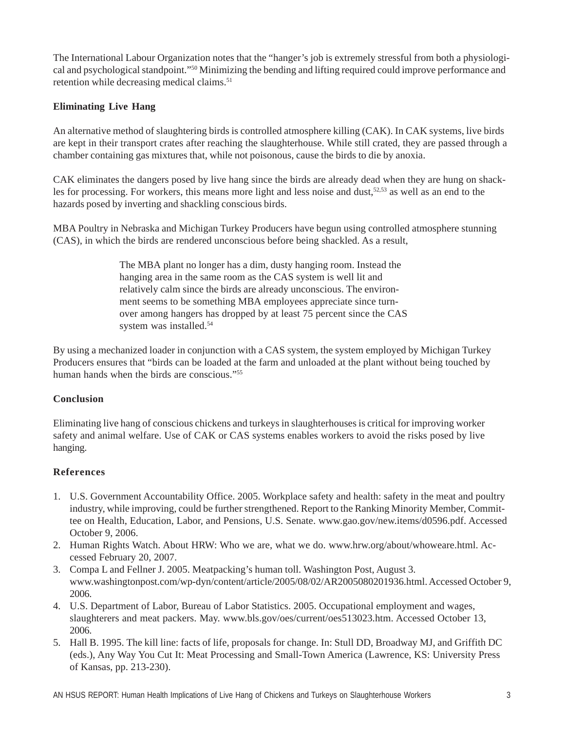The International Labour Organization notes that the "hanger's job is extremely stressful from both a physiological and psychological standpoint."[50] Minimizing the bending and lifting required could improve performance and retention while decreasing medical claims.[51]

### Eliminating Live Hang

An alternative method of slaughtering birds is controlled atmosphere killing (CAK). In CAK systems, live birds are kept in their transport crates after reaching the slaughterhouse. While still crated, they are passed through a chamber containing gas mixtures that, while not poisonous, cause the birds to die by anoxia.

CAK eliminates the dangers posed by live hang since the birds are already dead when they are hung on shackles for processing. For workers, this means more light and less noise and dust,[52,53] as well as an end to the hazards posed by inverting and shackling conscious birds.

MBA Poultry in Nebraska and Michigan Turkey Producers have begun using controlled atmosphere stunning (CAS), in which the birds are rendered unconscious before being shackled. As a result,

> The MBA plant no longer has a dim, dusty hanging room. Instead the hanging area in the same room as the CAS system is well lit and relatively calm since the birds are already unconscious. The environment seems to be something MBA employees appreciate since turnover among hangers has dropped by at least 75 percent since the CAS system was installed.[54]

By using a mechanized loader in conjunction with a CAS system, the system employed by Michigan Turkey Producers ensures that "birds can be loaded at the farm and unloaded at the plant without being touched by human hands when the birds are conscious."[55]

### Conclusion

Eliminating live hang of conscious chickens and turkeys in slaughterhouses is critical for improving worker safety and animal welfare. Use of CAK or CAS systems enables workers to avoid the risks posed by live hanging.

### References

1. U.S. Government Accountability Office. 2005. Workplace safety and health: safety in the meat and poultry industry, while improving, could be further strengthened. Report to the Ranking Minority Member, Committee on Health, Education, Labor, and Pensions, U.S. Senate. www.gao.gov/new.items/d0596.pdf. Accessed October 9, 2006.
2. Human Rights Watch. About HRW: Who we are, what we do. www.hrw.org/about/whoweare.html. Accessed February 20, 2007.
3. Compa L and Fellner J. 2005. Meatpacking's human toll. Washington Post, August 3. www.washingtonpost.com/wp-dyn/content/article/2005/08/02/AR2005080201936.html. Accessed October 9, 2006.
4. U.S. Department of Labor, Bureau of Labor Statistics. 2005. Occupational employment and wages, slaughterers and meat packers. May. www.bls.gov/oes/current/oes513023.htm. Accessed October 13, 2006.
5. Hall B. 1995. The kill line: facts of life, proposals for change. In: Stull DD, Broadway MJ, and Griffith DC (eds.), Any Way You Cut It: Meat Processing and Small-Town America (Lawrence, KS: University Press of Kansas, pp. 213-230).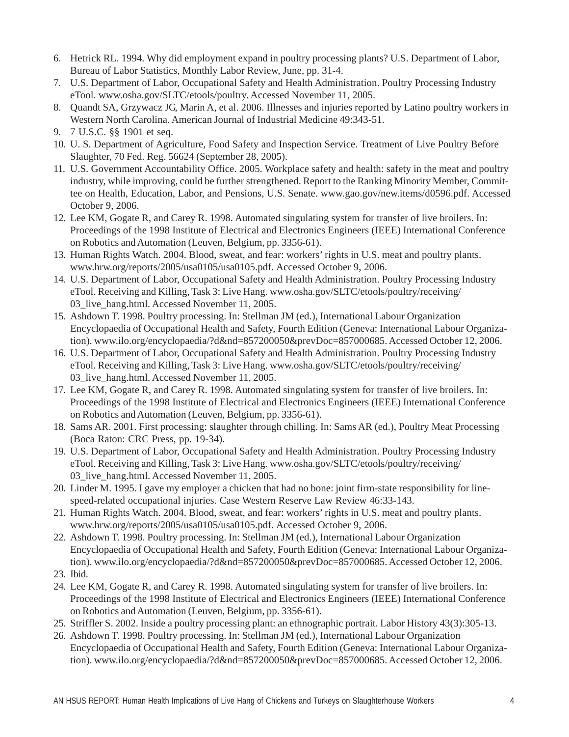6. Hetrick RL. 1994. Why did employment expand in poultry processing plants? U.S. Department of Labor, Bureau of Labor Statistics, Monthly Labor Review, June, pp. 31-4.
7. U.S. Department of Labor, Occupational Safety and Health Administration. Poultry Processing Industry eTool. www.osha.gov/SLTC/etools/poultry. Accessed November 11, 2005.
8. Quandt SA, Grzywacz JG, Marin A, et al. 2006. Illnesses and injuries reported by Latino poultry workers in Western North Carolina. American Journal of Industrial Medicine 49:343-51.
9. 7 U.S.C. §§ 1901 et seq.
10. U. S. Department of Agriculture, Food Safety and Inspection Service. Treatment of Live Poultry Before Slaughter, 70 Fed. Reg. 56624 (September 28, 2005).
11. U.S. Government Accountability Office. 2005. Workplace safety and health: safety in the meat and poultry industry, while improving, could be further strengthened. Report to the Ranking Minority Member, Committee on Health, Education, Labor, and Pensions, U.S. Senate. www.gao.gov/new.items/d0596.pdf. Accessed October 9, 2006.
12. Lee KM, Gogate R, and Carey R. 1998. Automated singulating system for transfer of live broilers. In: Proceedings of the 1998 Institute of Electrical and Electronics Engineers (IEEE) International Conference on Robotics and Automation (Leuven, Belgium, pp. 3356-61).
13. Human Rights Watch. 2004. Blood, sweat, and fear: workers' rights in U.S. meat and poultry plants. www.hrw.org/reports/2005/usa0105/usa0105.pdf. Accessed October 9, 2006.
14. U.S. Department of Labor, Occupational Safety and Health Administration. Poultry Processing Industry eTool. Receiving and Killing, Task 3: Live Hang. www.osha.gov/SLTC/etools/poultry/receiving/03_live_hang.html. Accessed November 11, 2005.
15. Ashdown T. 1998. Poultry processing. In: Stellman JM (ed.), International Labour Organization Encyclopaedia of Occupational Health and Safety, Fourth Edition (Geneva: International Labour Organization). www.ilo.org/encyclopaedia/?d&nd=857200050&prevDoc=857000685. Accessed October 12, 2006.
16. U.S. Department of Labor, Occupational Safety and Health Administration. Poultry Processing Industry eTool. Receiving and Killing, Task 3: Live Hang. www.osha.gov/SLTC/etools/poultry/receiving/03_live_hang.html. Accessed November 11, 2005.
17. Lee KM, Gogate R, and Carey R. 1998. Automated singulating system for transfer of live broilers. In: Proceedings of the 1998 Institute of Electrical and Electronics Engineers (IEEE) International Conference on Robotics and Automation (Leuven, Belgium, pp. 3356-61).
18. Sams AR. 2001. First processing: slaughter through chilling. In: Sams AR (ed.), Poultry Meat Processing (Boca Raton: CRC Press, pp. 19-34).
19. U.S. Department of Labor, Occupational Safety and Health Administration. Poultry Processing Industry eTool. Receiving and Killing, Task 3: Live Hang. www.osha.gov/SLTC/etools/poultry/receiving/03_live_hang.html. Accessed November 11, 2005.
20. Linder M. 1995. I gave my employer a chicken that had no bone: joint firm-state responsibility for line-speed-related occupational injuries. Case Western Reserve Law Review 46:33-143.
21. Human Rights Watch. 2004. Blood, sweat, and fear: workers' rights in U.S. meat and poultry plants. www.hrw.org/reports/2005/usa0105/usa0105.pdf. Accessed October 9, 2006.
22. Ashdown T. 1998. Poultry processing. In: Stellman JM (ed.), International Labour Organization Encyclopaedia of Occupational Health and Safety, Fourth Edition (Geneva: International Labour Organization). www.ilo.org/encyclopaedia/?d&nd=857200050&prevDoc=857000685. Accessed October 12, 2006.
23. Ibid.
24. Lee KM, Gogate R, and Carey R. 1998. Automated singulating system for transfer of live broilers. In: Proceedings of the 1998 Institute of Electrical and Electronics Engineers (IEEE) International Conference on Robotics and Automation (Leuven, Belgium, pp. 3356-61).
25. Striffler S. 2002. Inside a poultry processing plant: an ethnographic portrait. Labor History 43(3):305-13.
26. Ashdown T. 1998. Poultry processing. In: Stellman JM (ed.), International Labour Organization Encyclopaedia of Occupational Health and Safety, Fourth Edition (Geneva: International Labour Organization). www.ilo.org/encyclopaedia/?d&nd=857200050&prevDoc=857000685. Accessed October 12, 2006.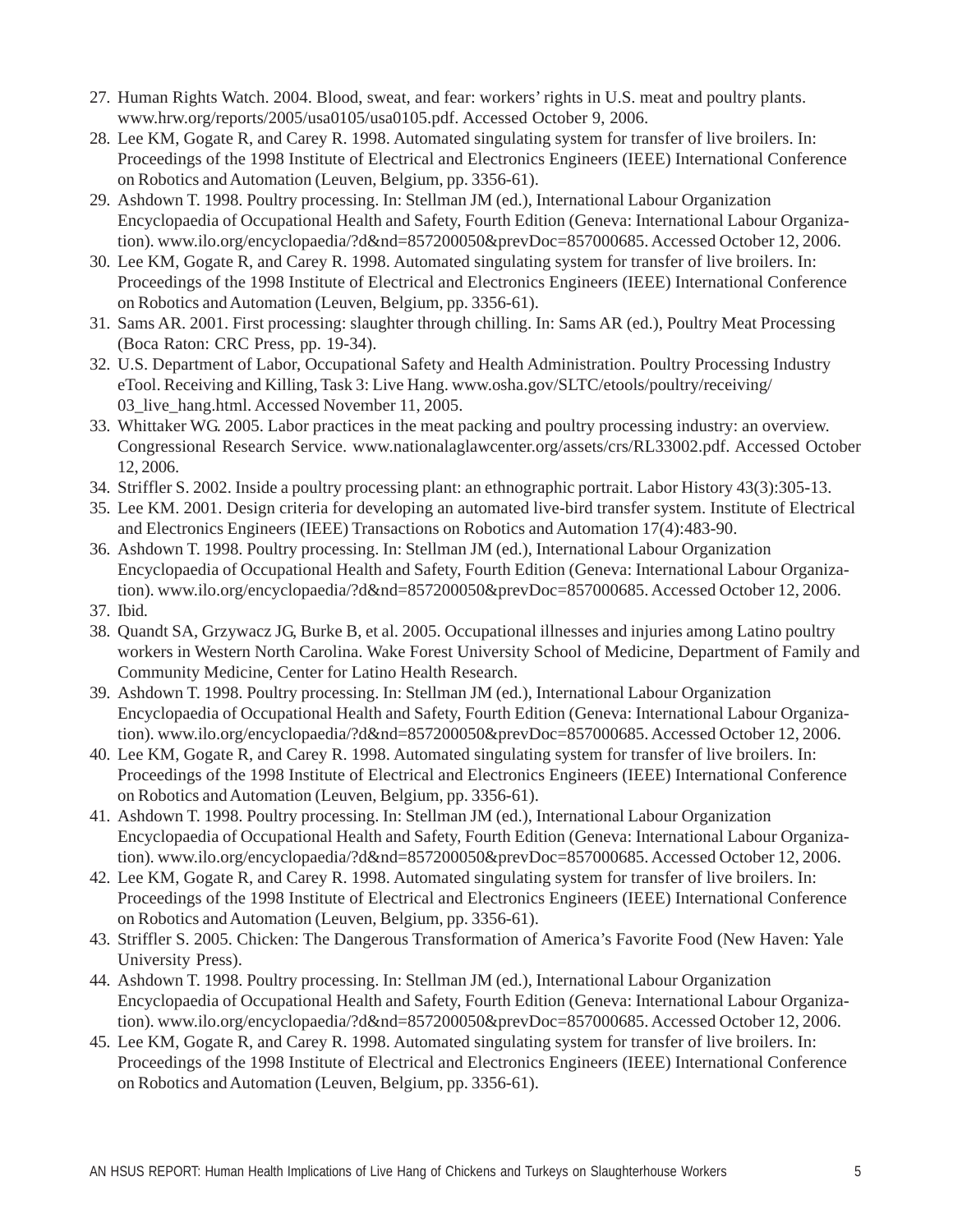27. Human Rights Watch. 2004. Blood, sweat, and fear: workers' rights in U.S. meat and poultry plants. www.hrw.org/reports/2005/usa0105/usa0105.pdf. Accessed October 9, 2006.
28. Lee KM, Gogate R, and Carey R. 1998. Automated singulating system for transfer of live broilers. In: Proceedings of the 1998 Institute of Electrical and Electronics Engineers (IEEE) International Conference on Robotics and Automation (Leuven, Belgium, pp. 3356-61).
29. Ashdown T. 1998. Poultry processing. In: Stellman JM (ed.), International Labour Organization Encyclopaedia of Occupational Health and Safety, Fourth Edition (Geneva: International Labour Organization). www.ilo.org/encyclopaedia/?d&nd=857200050&prevDoc=857000685. Accessed October 12, 2006.
30. Lee KM, Gogate R, and Carey R. 1998. Automated singulating system for transfer of live broilers. In: Proceedings of the 1998 Institute of Electrical and Electronics Engineers (IEEE) International Conference on Robotics and Automation (Leuven, Belgium, pp. 3356-61).
31. Sams AR. 2001. First processing: slaughter through chilling. In: Sams AR (ed.), Poultry Meat Processing (Boca Raton: CRC Press, pp. 19-34).
32. U.S. Department of Labor, Occupational Safety and Health Administration. Poultry Processing Industry eTool. Receiving and Killing, Task 3: Live Hang. www.osha.gov/SLTC/etools/poultry/receiving/03_live_hang.html. Accessed November 11, 2005.
33. Whittaker WG. 2005. Labor practices in the meat packing and poultry processing industry: an overview. Congressional Research Service. www.nationalaglawcenter.org/assets/crs/RL33002.pdf. Accessed October 12, 2006.
34. Striffler S. 2002. Inside a poultry processing plant: an ethnographic portrait. Labor History 43(3):305-13.
35. Lee KM. 2001. Design criteria for developing an automated live-bird transfer system. Institute of Electrical and Electronics Engineers (IEEE) Transactions on Robotics and Automation 17(4):483-90.
36. Ashdown T. 1998. Poultry processing. In: Stellman JM (ed.), International Labour Organization Encyclopaedia of Occupational Health and Safety, Fourth Edition (Geneva: International Labour Organization). www.ilo.org/encyclopaedia/?d&nd=857200050&prevDoc=857000685. Accessed October 12, 2006.
37. Ibid.
38. Quandt SA, Grzywacz JG, Burke B, et al. 2005. Occupational illnesses and injuries among Latino poultry workers in Western North Carolina. Wake Forest University School of Medicine, Department of Family and Community Medicine, Center for Latino Health Research.
39. Ashdown T. 1998. Poultry processing. In: Stellman JM (ed.), International Labour Organization Encyclopaedia of Occupational Health and Safety, Fourth Edition (Geneva: International Labour Organization). www.ilo.org/encyclopaedia/?d&nd=857200050&prevDoc=857000685. Accessed October 12, 2006.
40. Lee KM, Gogate R, and Carey R. 1998. Automated singulating system for transfer of live broilers. In: Proceedings of the 1998 Institute of Electrical and Electronics Engineers (IEEE) International Conference on Robotics and Automation (Leuven, Belgium, pp. 3356-61).
41. Ashdown T. 1998. Poultry processing. In: Stellman JM (ed.), International Labour Organization Encyclopaedia of Occupational Health and Safety, Fourth Edition (Geneva: International Labour Organization). www.ilo.org/encyclopaedia/?d&nd=857200050&prevDoc=857000685. Accessed October 12, 2006.
42. Lee KM, Gogate R, and Carey R. 1998. Automated singulating system for transfer of live broilers. In: Proceedings of the 1998 Institute of Electrical and Electronics Engineers (IEEE) International Conference on Robotics and Automation (Leuven, Belgium, pp. 3356-61).
43. Striffler S. 2005. Chicken: The Dangerous Transformation of America's Favorite Food (New Haven: Yale University Press).
44. Ashdown T. 1998. Poultry processing. In: Stellman JM (ed.), International Labour Organization Encyclopaedia of Occupational Health and Safety, Fourth Edition (Geneva: International Labour Organization). www.ilo.org/encyclopaedia/?d&nd=857200050&prevDoc=857000685. Accessed October 12, 2006.
45. Lee KM, Gogate R, and Carey R. 1998. Automated singulating system for transfer of live broilers. In: Proceedings of the 1998 Institute of Electrical and Electronics Engineers (IEEE) International Conference on Robotics and Automation (Leuven, Belgium, pp. 3356-61).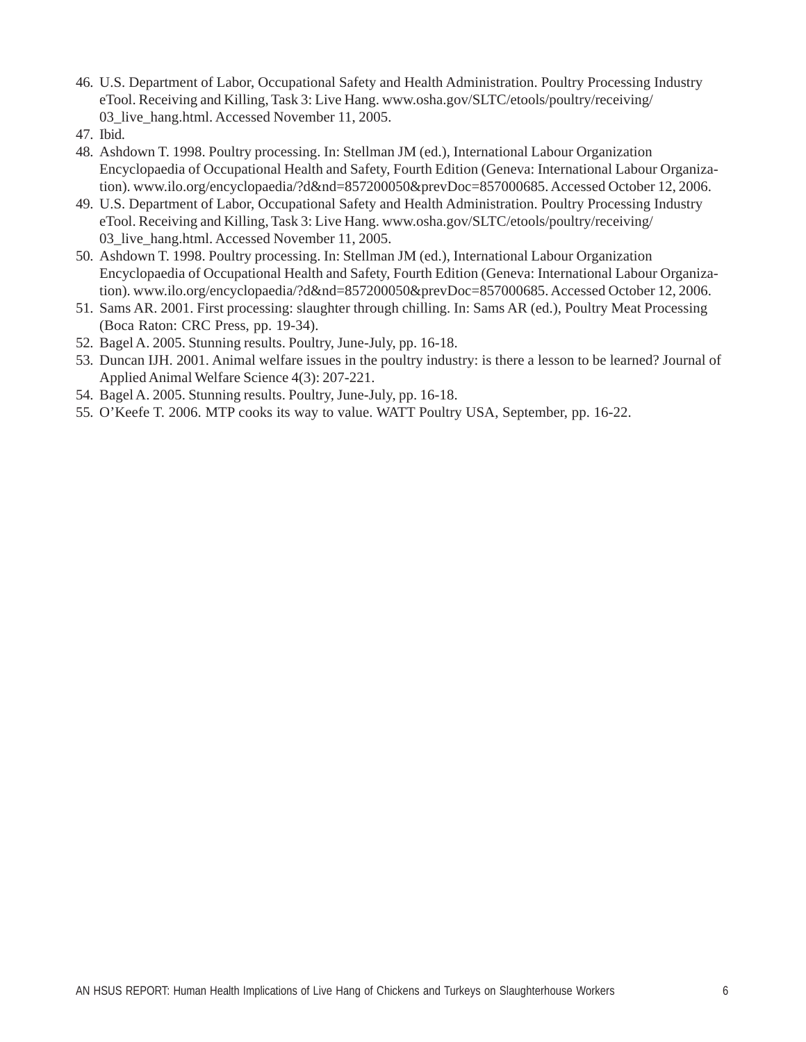46. U.S. Department of Labor, Occupational Safety and Health Administration. Poultry Processing Industry eTool. Receiving and Killing, Task 3: Live Hang. www.osha.gov/SLTC/etools/poultry/receiving/03_live_hang.html. Accessed November 11, 2005.
47. Ibid.
48. Ashdown T. 1998. Poultry processing. In: Stellman JM (ed.), International Labour Organization Encyclopaedia of Occupational Health and Safety, Fourth Edition (Geneva: International Labour Organization). www.ilo.org/encyclopaedia/?d&nd=857200050&prevDoc=857000685. Accessed October 12, 2006.
49. U.S. Department of Labor, Occupational Safety and Health Administration. Poultry Processing Industry eTool. Receiving and Killing, Task 3: Live Hang. www.osha.gov/SLTC/etools/poultry/receiving/03_live_hang.html. Accessed November 11, 2005.
50. Ashdown T. 1998. Poultry processing. In: Stellman JM (ed.), International Labour Organization Encyclopaedia of Occupational Health and Safety, Fourth Edition (Geneva: International Labour Organization). www.ilo.org/encyclopaedia/?d&nd=857200050&prevDoc=857000685. Accessed October 12, 2006.
51. Sams AR. 2001. First processing: slaughter through chilling. In: Sams AR (ed.), Poultry Meat Processing (Boca Raton: CRC Press, pp. 19-34).
52. Bagel A. 2005. Stunning results. Poultry, June-July, pp. 16-18.
53. Duncan IJH. 2001. Animal welfare issues in the poultry industry: is there a lesson to be learned? Journal of Applied Animal Welfare Science 4(3): 207-221.
54. Bagel A. 2005. Stunning results. Poultry, June-July, pp. 16-18.
55. O'Keefe T. 2006. MTP cooks its way to value. WATT Poultry USA, September, pp. 16-22.